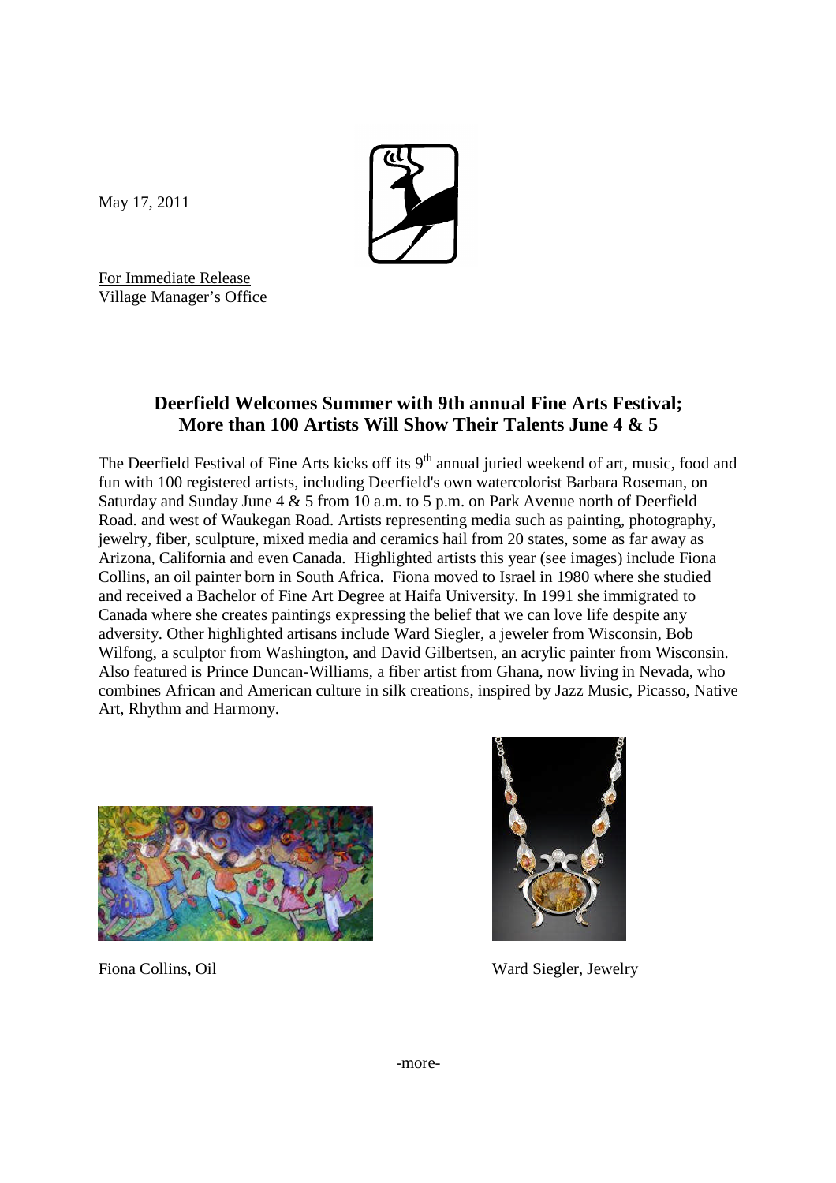May 17, 2011

For Immediate Release
Village Manager's Office

## Deerfield Welcomes Summer with 9th annual Fine Arts Festival; More than 100 Artists Will Show Their Talents June 4 & 5

The Deerfield Festival of Fine Arts kicks off its 9th annual juried weekend of art, music, food and fun with 100 registered artists, including Deerfield's own watercolorist Barbara Roseman, on Saturday and Sunday June 4 & 5 from 10 a.m. to 5 p.m. on Park Avenue north of Deerfield Road. and west of Waukegan Road. Artists representing media such as painting, photography, jewelry, fiber, sculpture, mixed media and ceramics hail from 20 states, some as far away as Arizona, California and even Canada. Highlighted artists this year (see images) include Fiona Collins, an oil painter born in South Africa. Fiona moved to Israel in 1980 where she studied and received a Bachelor of Fine Art Degree at Haifa University. In 1991 she immigrated to Canada where she creates paintings expressing the belief that we can love life despite any adversity. Other highlighted artisans include Ward Siegler, a jeweler from Wisconsin, Bob Wilfong, a sculptor from Washington, and David Gilbertsen, an acrylic painter from Wisconsin. Also featured is Prince Duncan-Williams, a fiber artist from Ghana, now living in Nevada, who combines African and American culture in silk creations, inspired by Jazz Music, Picasso, Native Art, Rhythm and Harmony.

Fiona Collins, Oil

Ward Siegler, Jewelry

-more-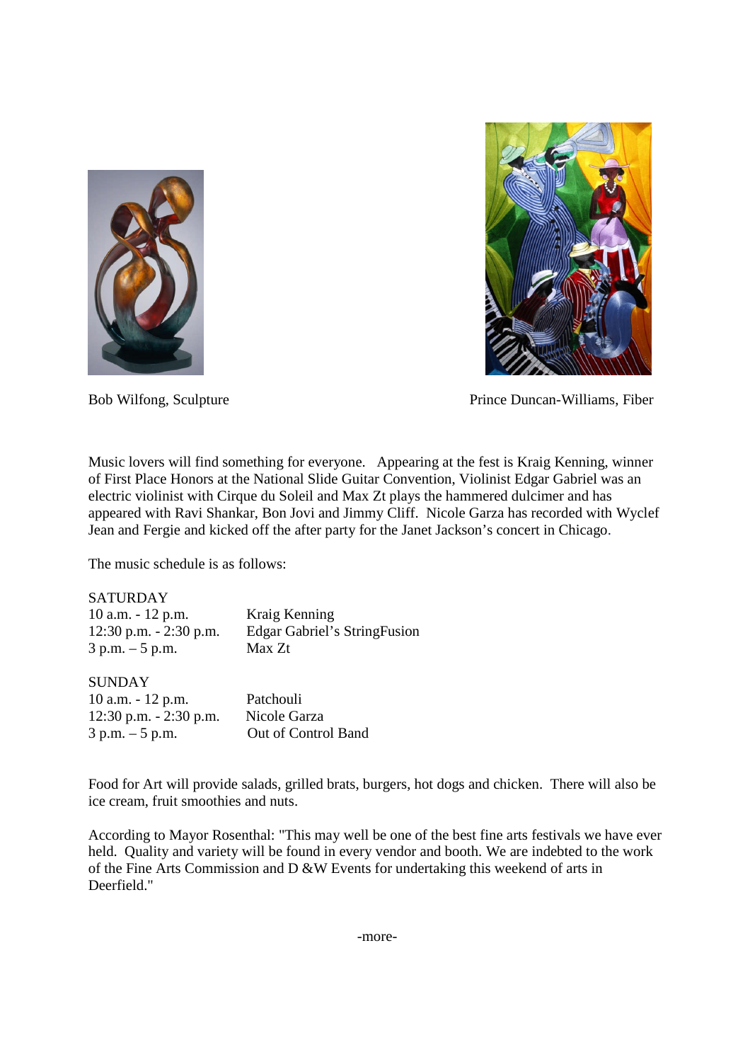Bob Wilfong, Sculpture

Prince Duncan-Williams, Fiber

Music lovers will find something for everyone. Appearing at the fest is Kraig Kenning, winner of First Place Honors at the National Slide Guitar Convention, Violinist Edgar Gabriel was an electric violinist with Cirque du Soleil and Max Zt plays the hammered dulcimer and has appeared with Ravi Shankar, Bon Jovi and Jimmy Cliff. Nicole Garza has recorded with Wyclef Jean and Fergie and kicked off the after party for the Janet Jackson's concert in Chicago.

The music schedule is as follows:

SATURDAY

| | |
|---|---|
| 10 a.m. - 12 p.m. | Kraig Kenning |
| 12:30 p.m. - 2:30 p.m. | Edgar Gabriel's StringFusion |
| 3 p.m. – 5 p.m. | Max Zt |

SUNDAY

| | |
|---|---|
| 10 a.m. - 12 p.m. | Patchouli |
| 12:30 p.m. - 2:30 p.m. | Nicole Garza |
| 3 p.m. – 5 p.m. | Out of Control Band |

Food for Art will provide salads, grilled brats, burgers, hot dogs and chicken. There will also be ice cream, fruit smoothies and nuts.

According to Mayor Rosenthal: "This may well be one of the best fine arts festivals we have ever held. Quality and variety will be found in every vendor and booth. We are indebted to the work of the Fine Arts Commission and D &W Events for undertaking this weekend of arts in Deerfield."

-more-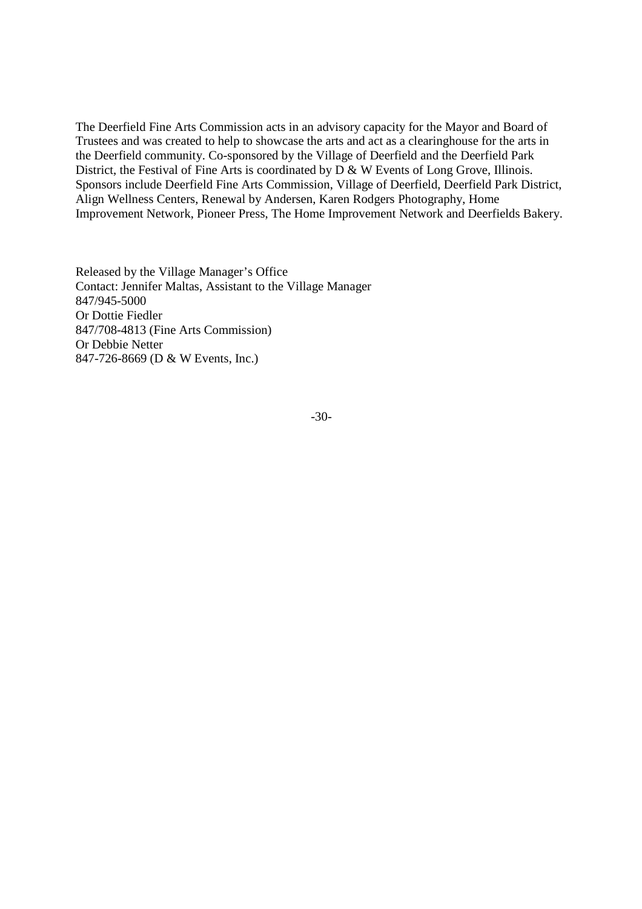The Deerfield Fine Arts Commission acts in an advisory capacity for the Mayor and Board of Trustees and was created to help to showcase the arts and act as a clearinghouse for the arts in the Deerfield community. Co-sponsored by the Village of Deerfield and the Deerfield Park District, the Festival of Fine Arts is coordinated by D & W Events of Long Grove, Illinois. Sponsors include Deerfield Fine Arts Commission, Village of Deerfield, Deerfield Park District, Align Wellness Centers, Renewal by Andersen, Karen Rodgers Photography, Home Improvement Network, Pioneer Press, The Home Improvement Network and Deerfields Bakery.

Released by the Village Manager's Office
Contact: Jennifer Maltas, Assistant to the Village Manager
847/945-5000
Or Dottie Fiedler
847/708-4813 (Fine Arts Commission)
Or Debbie Netter
847-726-8669 (D & W Events, Inc.)

-30-